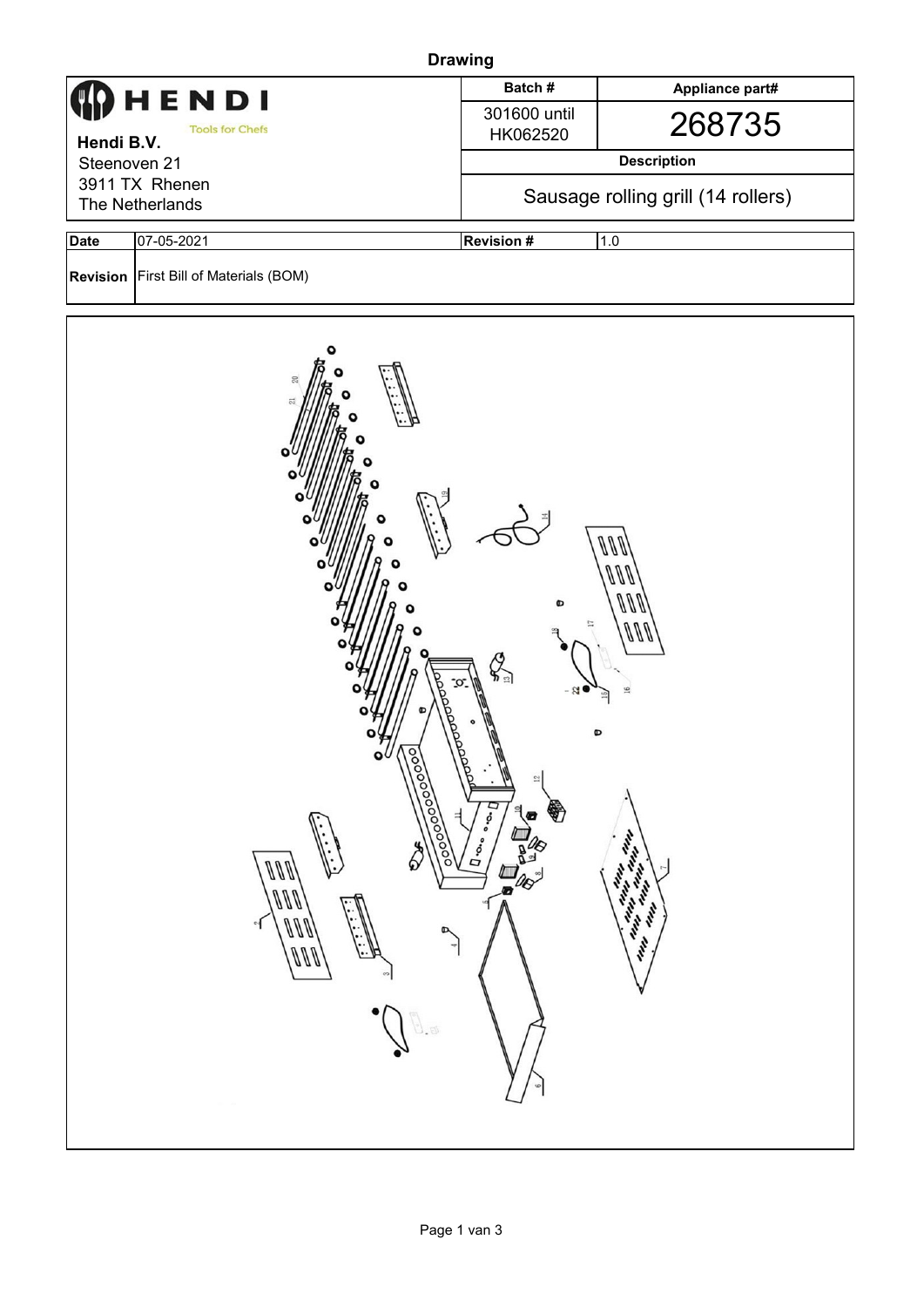# Drawing

| **HENDI** Tools for Chefs<br>**Hendi B.V.**<br>Steenoven 21<br>3911 TX Rhenen<br>The Netherlands | **Batch #** | **Appliance part#** |
|---|---|---|
| | 301600 until HK062520 | 268735 |
| | **Description** | |
| | Sausage rolling grill (14 rollers) | |

| **Date** | 07-05-2021 | **Revision #** | 1.0 |
|---|---|---|---|
| **Revision** | First Bill of Materials (BOM) | | |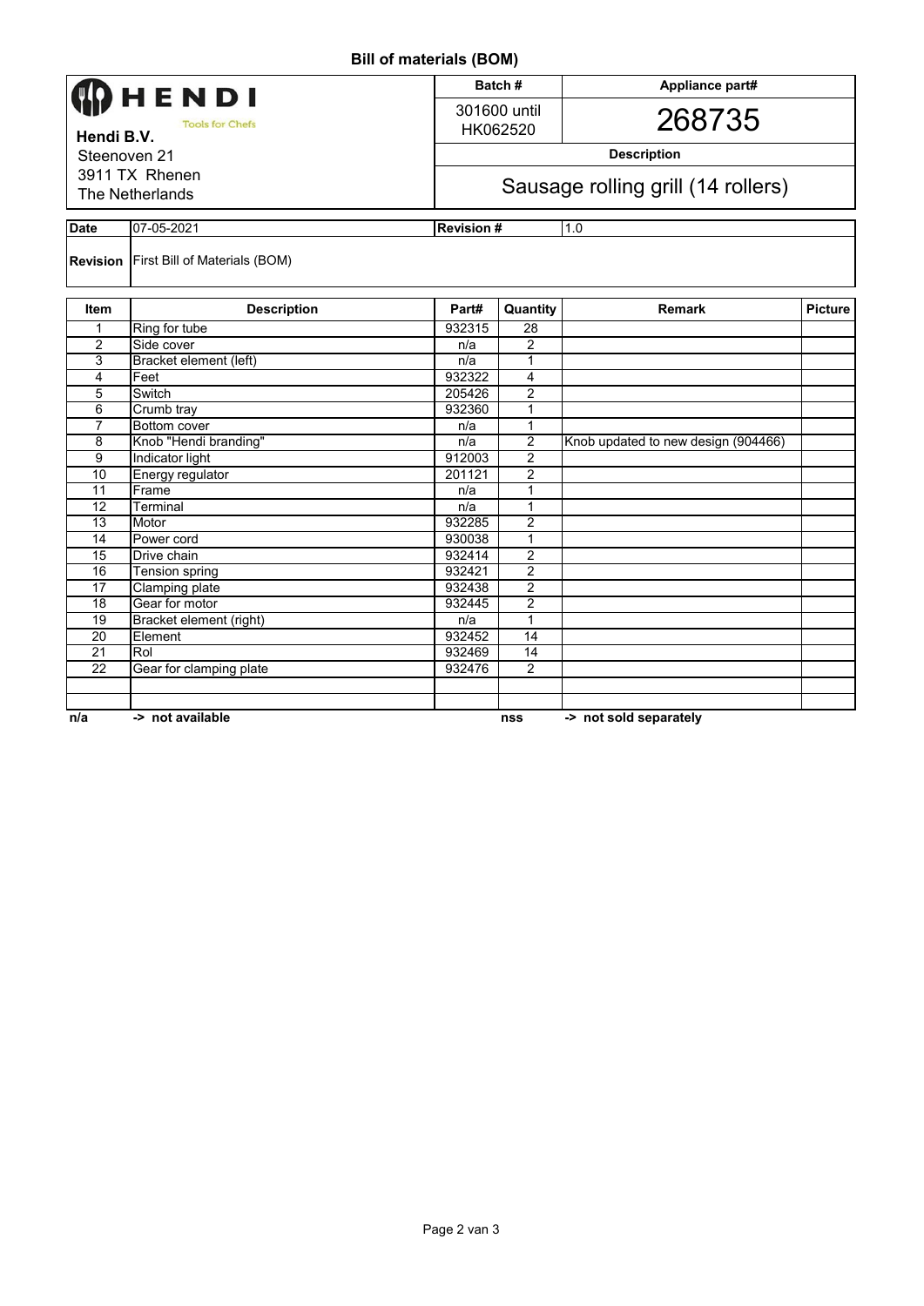# Bill of materials (BOM)

| **HENDI** Tools for Chefs | **Batch #** | **Appliance part#** |
|---|---|---|
| **Hendi B.V.** | 301600 until HK062520 | 268735 |
| Steenoven 21 | **Description** | |
| 3911 TX Rhenen<br>The Netherlands | Sausage rolling grill (14 rollers) | |

| **Date** | 07-05-2021 | **Revision #** | 1.0 |
|---|---|---|---|
| **Revision** | First Bill of Materials (BOM) | | |

| Item | Description | Part# | Quantity | Remark | Picture |
|---|---|---|---|---|---|
| 1 | Ring for tube | 932315 | 28 | | |
| 2 | Side cover | n/a | 2 | | |
| 3 | Bracket element (left) | n/a | 1 | | |
| 4 | Feet | 932322 | 4 | | |
| 5 | Switch | 205426 | 2 | | |
| 6 | Crumb tray | 932360 | 1 | | |
| 7 | Bottom cover | n/a | 1 | | |
| 8 | Knob "Hendi branding" | n/a | 2 | Knob updated to new design (904466) | |
| 9 | Indicator light | 912003 | 2 | | |
| 10 | Energy regulator | 201121 | 2 | | |
| 11 | Frame | n/a | 1 | | |
| 12 | Terminal | n/a | 1 | | |
| 13 | Motor | 932285 | 2 | | |
| 14 | Power cord | 930038 | 1 | | |
| 15 | Drive chain | 932414 | 2 | | |
| 16 | Tension spring | 932421 | 2 | | |
| 17 | Clamping plate | 932438 | 2 | | |
| 18 | Gear for motor | 932445 | 2 | | |
| 19 | Bracket element (right) | n/a | 1 | | |
| 20 | Element | 932452 | 14 | | |
| 21 | Rol | 932469 | 14 | | |
| 22 | Gear for clamping plate | 932476 | 2 | | |
| | | | | | |
| | | | | | |

**n/a** **-> not available** **nss** **-> not sold separately**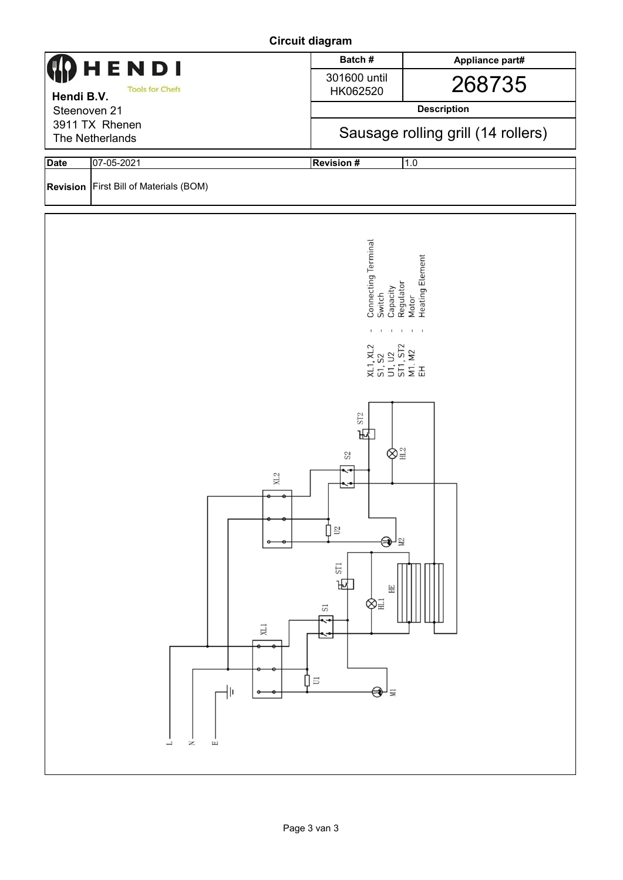# Circuit diagram

| | | | |
|---|---|---|---|
| **HENDI** Tools for Chefs<br>**Hendi B.V.**<br>Steenoven 21<br>3911 TX Rhenen<br>The Netherlands | | **Batch #** | **Appliance part#** |
| | | 301600 until HK062520 | 268735 |
| | | **Description** | |
| | | Sausage rolling grill (14 rollers) | |

| | | | |
|---|---|---|---|
| **Date** | 07-05-2021 | **Revision #** | 1.0 |
| **Revision** | First Bill of Materials (BOM) | | |

XL1, XL2 - Connecting Terminal
S1, S2 - Switch
U1, U2 - Capacity
ST1, ST2 - Regulator
M1. M2 - Motor
EH - Heating Element

ST2
S2
HL2
XL2
U2
M2
ST1
HE
HL1
S1
XL1
U1
M1
L
N
E